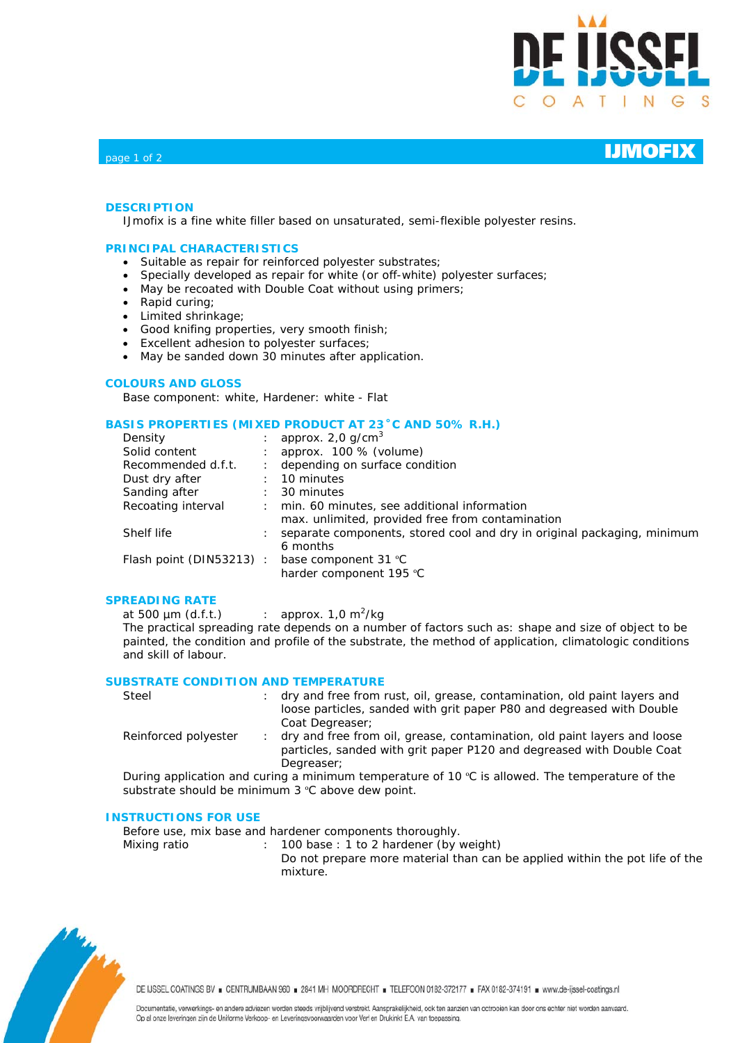# IJMOFIX

## DESCRIPTION

IJmofix is a fine white filler based on unsaturated, semi-flexible polyester resins.

## PRINCIPAL CHARACTERISTICS

- Suitable as repair for reinforced polyester substrates;
- Specially developed as repair for white (or off-white) polyester surfaces;
- May be recoated with Double Coat without using primers;
- Rapid curing;
- Limited shrinkage;
- Good knifing properties, very smooth finish;
- Excellent adhesion to polyester surfaces;
- May be sanded down 30 minutes after application.

## COLOURS AND GLOSS

Base component: white, Hardener: white - Flat

## BASIS PROPERTIES (MIXED PRODUCT AT 23˚C AND 50% R.H.)

| | | |
|---|---|---|
| Density | : | approx. 2,0 g/cm$^3$ |
| Solid content | : | approx. 100 % (volume) |
| Recommended d.f.t. | : | depending on surface condition |
| Dust dry after | : | 10 minutes |
| Sanding after | : | 30 minutes |
| Recoating interval | : | min. 60 minutes, see additional information<br>max. unlimited, provided free from contamination |
| Shelf life | : | separate components, stored cool and dry in original packaging, minimum 6 months |
| Flash point (DIN53213) | : | base component 31 °C<br>harder component 195 °C |

## SPREADING RATE

at 500 µm (d.f.t.) : approx. 1,0 m$^2$/kg

The practical spreading rate depends on a number of factors such as: shape and size of object to be painted, the condition and profile of the substrate, the method of application, climatologic conditions and skill of labour.

## SUBSTRATE CONDITION AND TEMPERATURE

| | | |
|---|---|---|
| Steel | : | dry and free from rust, oil, grease, contamination, old paint layers and loose particles, sanded with grit paper P80 and degreased with Double Coat Degreaser; |
| Reinforced polyester | : | dry and free from oil, grease, contamination, old paint layers and loose particles, sanded with grit paper P120 and degreased with Double Coat Degreaser; |

During application and curing a minimum temperature of 10 °C is allowed. The temperature of the substrate should be minimum 3 °C above dew point.

## INSTRUCTIONS FOR USE

Before use, mix base and hardener components thoroughly.

| | | |
|---|---|---|
| Mixing ratio | : | 100 base : 1 to 2 hardener (by weight)<br>Do not prepare more material than can be applied within the pot life of the mixture. |

DE IJSSEL COATINGS BV ▪ CENTRUMBAAN 960 ▪ 2841 MH MOORDRECHT ▪ TELEFOON 0182-372177 ▪ FAX 0182-374191 ▪ www.de-ijssel-coatings.nl

Documentatie, verwerkings- en andere adviezen worden steeds vrijblijvend verstrekt. Aansprakelijkheid, ook ten aanzien van octrooien kan door ons echter niet worden aanvaard. Op al onze leveringen zijn de Uniforme Verkoop- en Leveringsvoorwaarden voor Verf en Drukinkt E.A. van toepassing.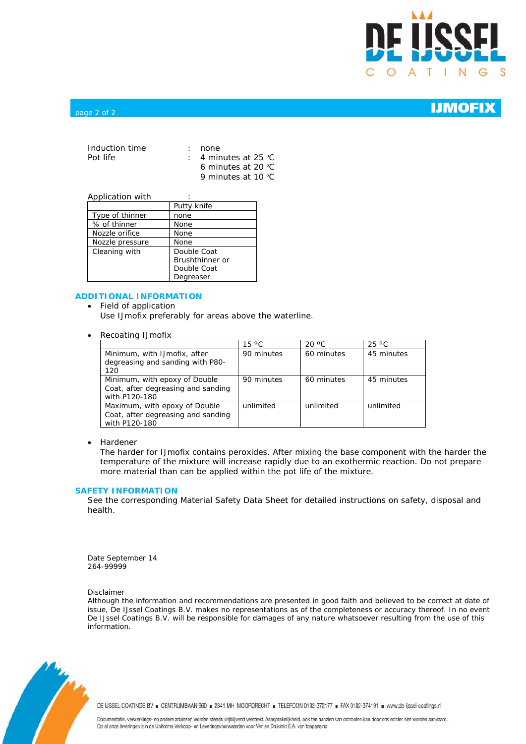Induction time : none
Pot life : 4 minutes at 25 °C
6 minutes at 20 °C
9 minutes at 10 °C

Application with :

| | Putty knife |
|---|---|
| Type of thinner | none |
| % of thinner | None |
| Nozzle orifice | None |
| Nozzle pressure | None |
| Cleaning with | Double Coat Brushthinner or Double Coat Degreaser |

## ADDITIONAL INFORMATION

- Field of application
  Use IJmofix preferably for areas above the waterline.

- Recoating IJmofix

| | 15 ºC | 20 ºC | 25 ºC |
|---|---|---|---|
| Minimum, with IJmofix, after degreasing and sanding with P80-120 | 90 minutes | 60 minutes | 45 minutes |
| Minimum, with epoxy of Double Coat, after degreasing and sanding with P120-180 | 90 minutes | 60 minutes | 45 minutes |
| Maximum, with epoxy of Double Coat, after degreasing and sanding with P120-180 | unlimited | unlimited | unlimited |

- Hardener
  The harder for IJmofix contains peroxides. After mixing the base component with the harder the temperature of the mixture will increase rapidly due to an exothermic reaction. Do not prepare more material than can be applied within the pot life of the mixture.

## SAFETY INFORMATION

See the corresponding Material Safety Data Sheet for detailed instructions on safety, disposal and health.

Date September 14
264-99999

Disclaimer
Although the information and recommendations are presented in good faith and believed to be correct at date of issue, De IJssel Coatings B.V. makes no representations as of the completeness or accuracy thereof. In no event De IJssel Coatings B.V. will be responsible for damages of any nature whatsoever resulting from the use of this information.

DE IJSSEL COATINGS BV ■ CENTRUMBAAN 960 ■ 2841 MH MOORDRECHT ■ TELEFOON 0182-372177 ■ FAX 0182-374191 ■ www.de-ijssel-coatings.nl

Documentatie, verwerkings- en andere adviezen worden steeds vrijblijvend verstrekt. Aansprakelijkheid, ook ten aanzien van octrooien kan door ons echter niet worden aanvaard. Op al onze leveringen zijn de Uniforme Verkoop- en Leveringsvoorwaarden voor Verf en Drukinkt E.A. van toepassing.